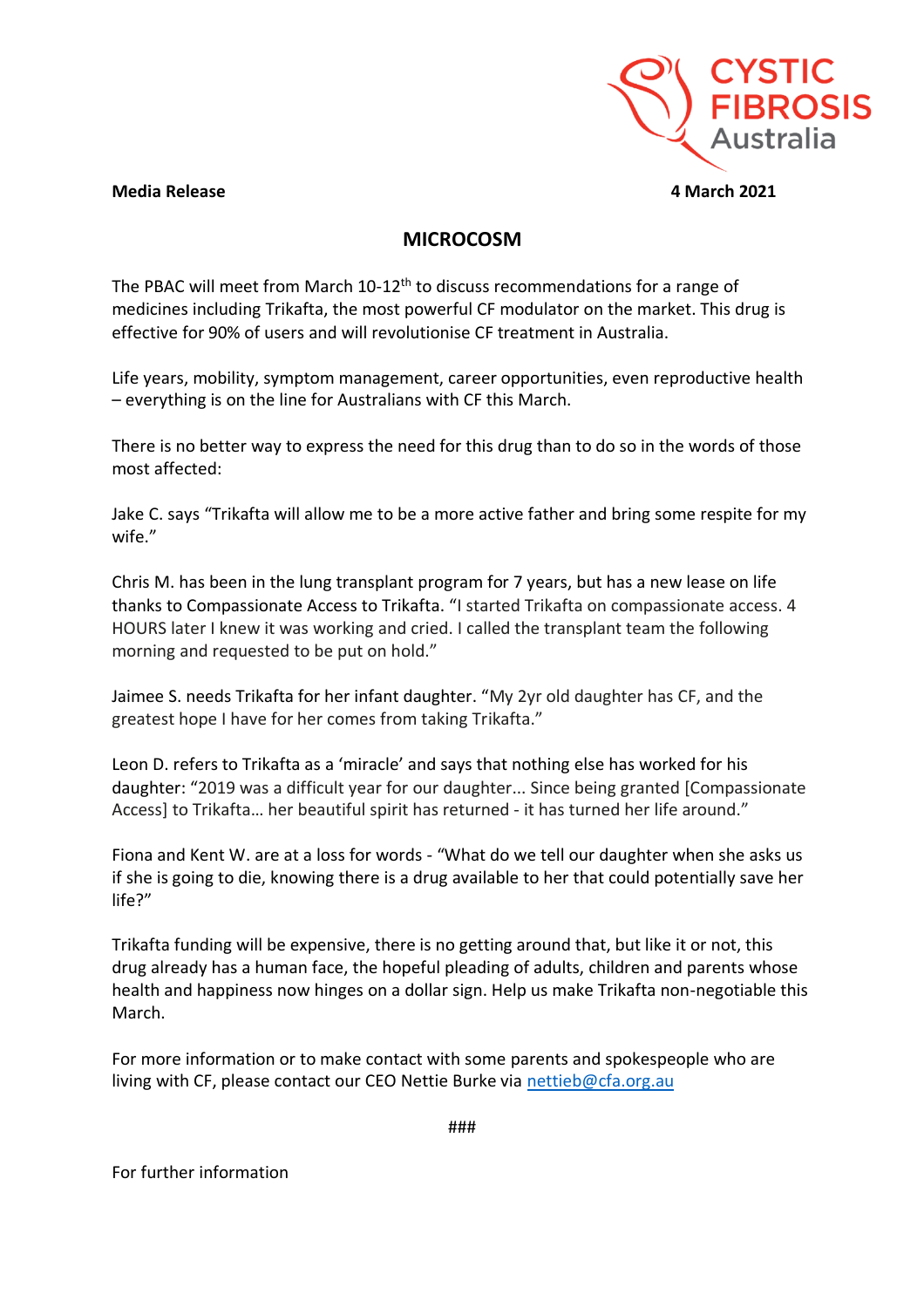**Media Release** **4 March 2021**

# MICROCOSM

The PBAC will meet from March 10-12th to discuss recommendations for a range of medicines including Trikafta, the most powerful CF modulator on the market. This drug is effective for 90% of users and will revolutionise CF treatment in Australia.

Life years, mobility, symptom management, career opportunities, even reproductive health – everything is on the line for Australians with CF this March.

There is no better way to express the need for this drug than to do so in the words of those most affected:

Jake C. says "Trikafta will allow me to be a more active father and bring some respite for my wife."

Chris M. has been in the lung transplant program for 7 years, but has a new lease on life thanks to Compassionate Access to Trikafta. "I started Trikafta on compassionate access. 4 HOURS later I knew it was working and cried. I called the transplant team the following morning and requested to be put on hold."

Jaimee S. needs Trikafta for her infant daughter. "My 2yr old daughter has CF, and the greatest hope I have for her comes from taking Trikafta."

Leon D. refers to Trikafta as a 'miracle' and says that nothing else has worked for his daughter: "2019 was a difficult year for our daughter... Since being granted [Compassionate Access] to Trikafta… her beautiful spirit has returned - it has turned her life around."

Fiona and Kent W. are at a loss for words - "What do we tell our daughter when she asks us if she is going to die, knowing there is a drug available to her that could potentially save her life?"

Trikafta funding will be expensive, there is no getting around that, but like it or not, this drug already has a human face, the hopeful pleading of adults, children and parents whose health and happiness now hinges on a dollar sign. Help us make Trikafta non-negotiable this March.

For more information or to make contact with some parents and spokespeople who are living with CF, please contact our CEO Nettie Burke via nettieb@cfa.org.au

###

For further information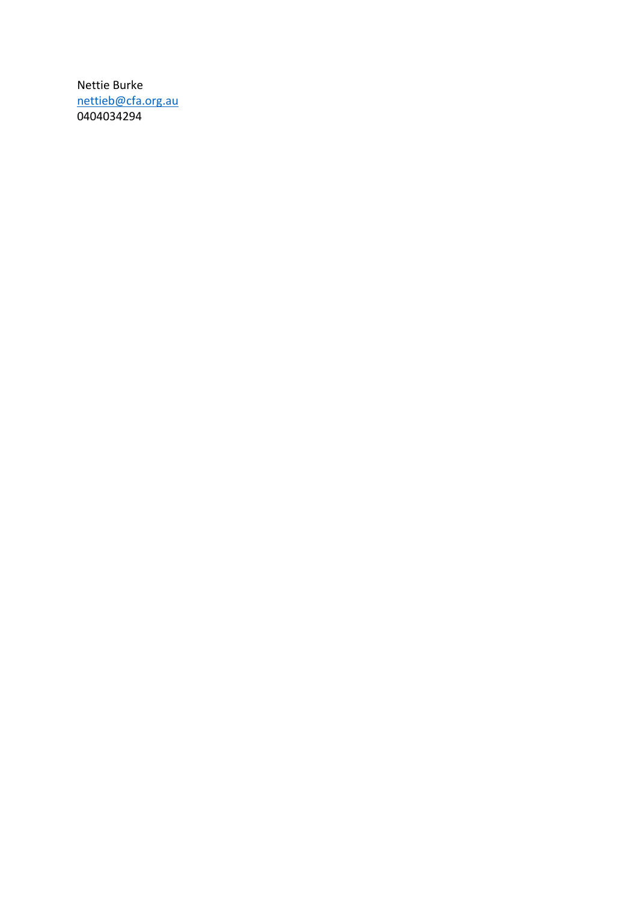Nettie Burke
nettieb@cfa.org.au
0404034294